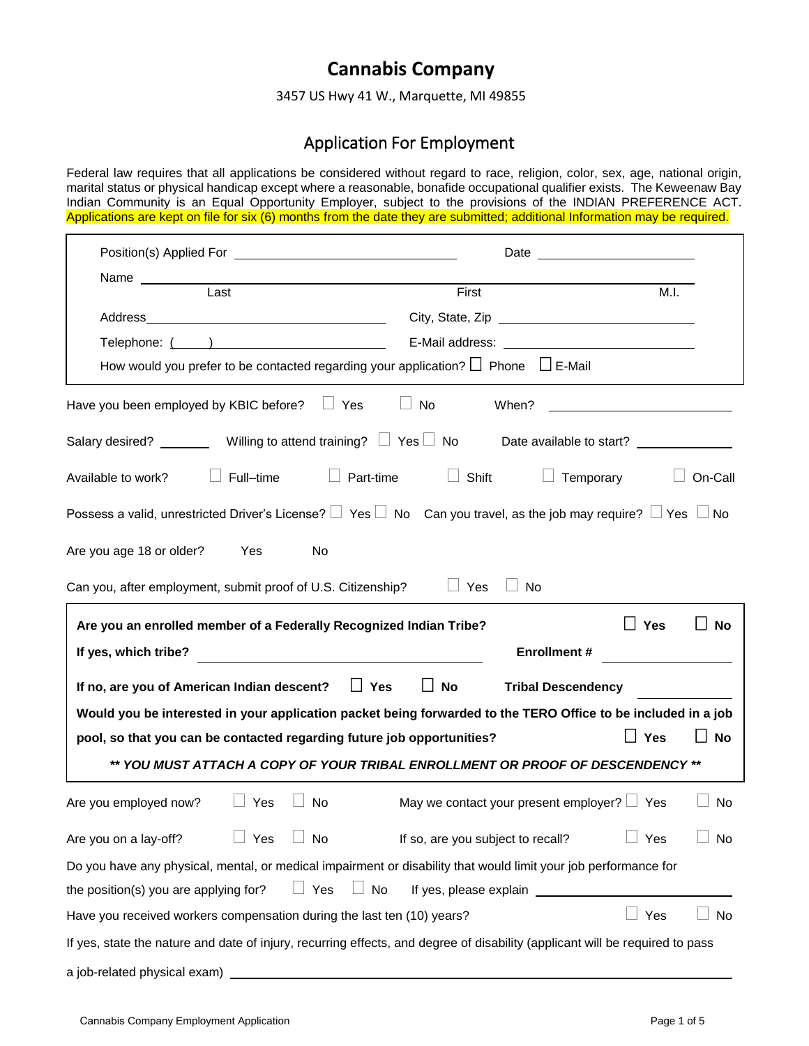# Cannabis Company

3457 US Hwy 41 W., Marquette, MI 49855

## Application For Employment

Federal law requires that all applications be considered without regard to race, religion, color, sex, age, national origin, marital status or physical handicap except where a reasonable, bonafide occupational qualifier exists. The Keweenaw Bay Indian Community is an Equal Opportunity Employer, subject to the provisions of the INDIAN PREFERENCE ACT. Applications are kept on file for six (6) months from the date they are submitted; additional Information may be required.

Position(s) Applied For ______________________________ Date ____________________

Name ____________________________________________________________
Last First M.I.

Address ______________________________ City, State, Zip ______________________________

Telephone: (____) ______________________ E-Mail address: ______________________________

How would you prefer to be contacted regarding your application? ☐ Phone ☐ E-Mail

Have you been employed by KBIC before? ☐ Yes ☐ No When? ______________________

Salary desired? ________ Willing to attend training? ☐ Yes ☐ No Date available to start? ____________

Available to work? ☐ Full–time ☐ Part-time ☐ Shift ☐ Temporary ☐ On-Call

Possess a valid, unrestricted Driver's License? ☐ Yes ☐ No Can you travel, as the job may require? ☐ Yes ☐ No

Are you age 18 or older? Yes No

Can you, after employment, submit proof of U.S. Citizenship? ☐ Yes ☐ No

**Are you an enrolled member of a Federally Recognized Indian Tribe?** ☐ **Yes** ☐ **No**

**If yes, which tribe?** ______________________ **Enrollment #** ____________

**If no, are you of American Indian descent?** ☐ **Yes** ☐ **No** **Tribal Descendency** ____________

**Would you be interested in your application packet being forwarded to the TERO Office to be included in a job pool, so that you can be contacted regarding future job opportunities?** ☐ **Yes** ☐ **No**

***\*\* YOU MUST ATTACH A COPY OF YOUR TRIBAL ENROLLMENT OR PROOF OF DESCENDENCY \*\****

Are you employed now? ☐ Yes ☐ No May we contact your present employer? ☐ Yes ☐ No

Are you on a lay-off? ☐ Yes ☐ No If so, are you subject to recall? ☐ Yes ☐ No

Do you have any physical, mental, or medical impairment or disability that would limit your job performance for the position(s) you are applying for? ☐ Yes ☐ No If yes, please explain ______________________

Have you received workers compensation during the last ten (10) years? ☐ Yes ☐ No

If yes, state the nature and date of injury, recurring effects, and degree of disability (applicant will be required to pass a job-related physical exam) ____________________________________________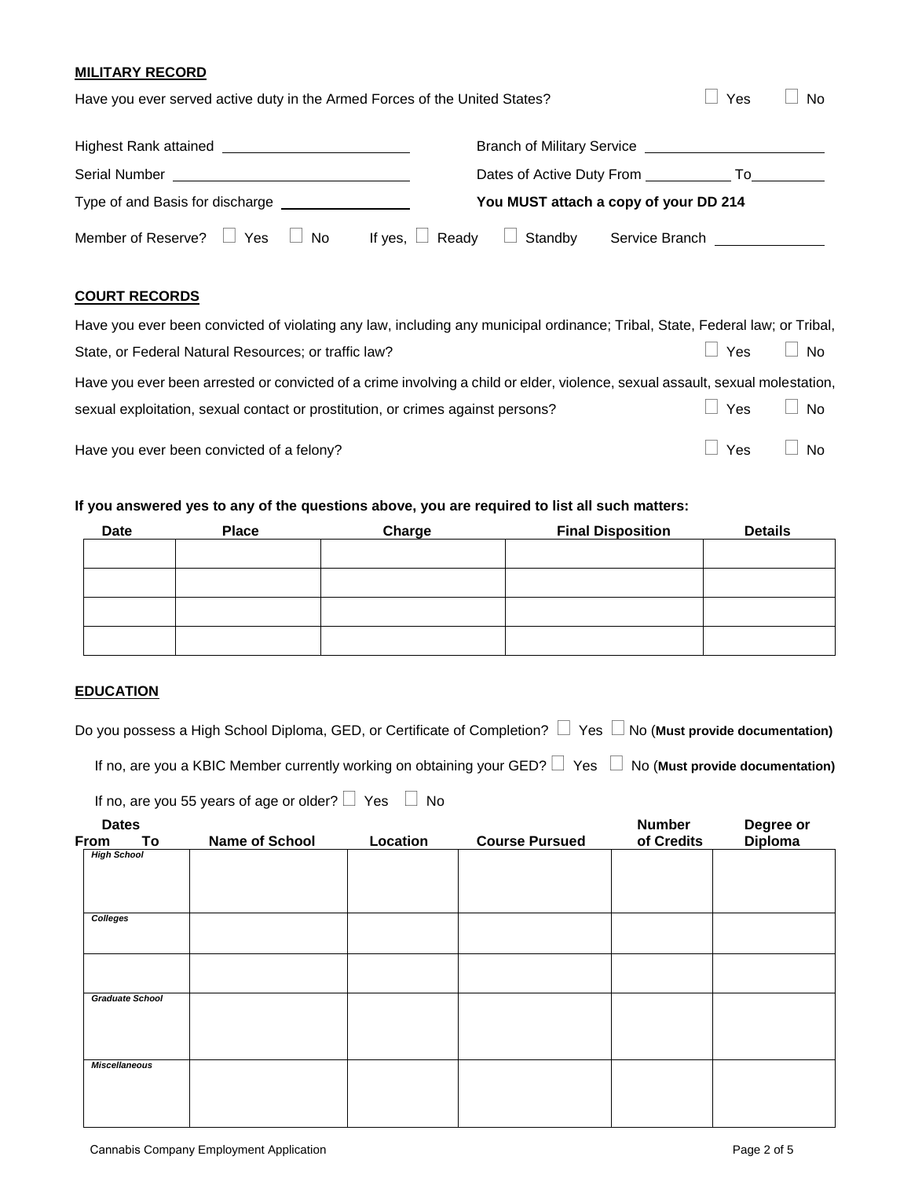**MILITARY RECORD**

Have you ever served active duty in the Armed Forces of the United States? ☐ Yes ☐ No

Highest Rank attained ______________________ Branch of Military Service ______________________

Serial Number ______________________ Dates of Active Duty From __________ To__________

Type of and Basis for discharge ______________ **You MUST attach a copy of your DD 214**

Member of Reserve? ☐ Yes ☐ No If yes, ☐ Ready ☐ Standby Service Branch ____________

**COURT RECORDS**

Have you ever been convicted of violating any law, including any municipal ordinance; Tribal, State, Federal law; or Tribal, State, or Federal Natural Resources; or traffic law? ☐ Yes ☐ No

Have you ever been arrested or convicted of a crime involving a child or elder, violence, sexual assault, sexual molestation, sexual exploitation, sexual contact or prostitution, or crimes against persons? ☐ Yes ☐ No

Have you ever been convicted of a felony? ☐ Yes ☐ No

**If you answered yes to any of the questions above, you are required to list all such matters:**

| Date | Place | Charge | Final Disposition | Details |
|---|---|---|---|---|
| | | | | |
| | | | | |
| | | | | |
| | | | | |

**EDUCATION**

Do you possess a High School Diploma, GED, or Certificate of Completion? ☐ Yes ☐ No (**Must provide documentation)**

If no, are you a KBIC Member currently working on obtaining your GED? ☐ Yes ☐ No (**Must provide documentation)**

If no, are you 55 years of age or older? ☐ Yes ☐ No

| Dates From To | Name of School | Location | Course Pursued | Number of Credits | Degree or Diploma |
|---|---|---|---|---|---|
| ***High School*** | | | | | |
| ***Colleges*** | | | | | |
| | | | | | |
| ***Graduate School*** | | | | | |
| ***Miscellaneous*** | | | | | |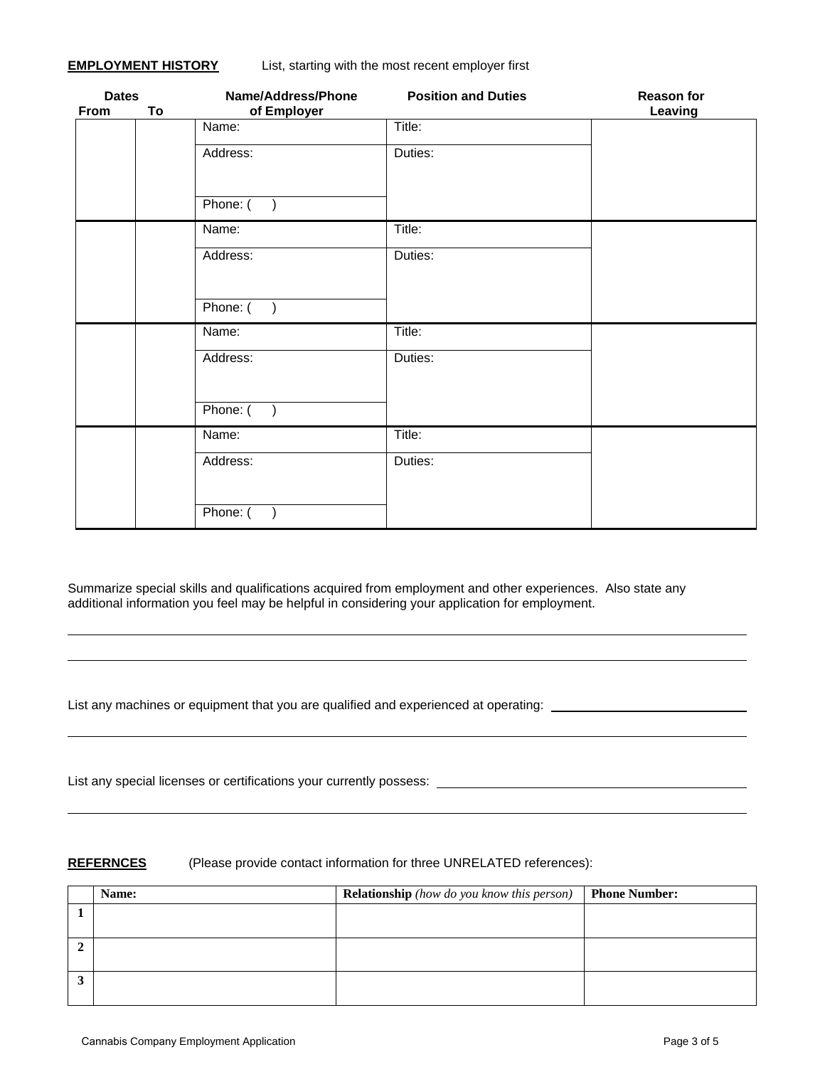**EMPLOYMENT HISTORY** List, starting with the most recent employer first

| Dates From | To | Name/Address/Phone of Employer | Position and Duties | Reason for Leaving |
|---|---|---|---|---|
| | | Name: | Title: | |
| | | Address: | Duties: | |
| | | Phone: ( ) | | |
| | | Name: | Title: | |
| | | Address: | Duties: | |
| | | Phone: ( ) | | |
| | | Name: | Title: | |
| | | Address: | Duties: | |
| | | Phone: ( ) | | |
| | | Name: | Title: | |
| | | Address: | Duties: | |
| | | Phone: ( ) | | |

Summarize special skills and qualifications acquired from employment and other experiences. Also state any additional information you feel may be helpful in considering your application for employment.

______________________________________________________________________

______________________________________________________________________

List any machines or equipment that you are qualified and experienced at operating: ______________________________

______________________________________________________________________

List any special licenses or certifications your currently possess: ______________________________

______________________________________________________________________

**REFERNCES** (Please provide contact information for three UNRELATED references):

| | **Name:** | **Relationship** *(how do you know this person)* | **Phone Number:** |
|---|---|---|---|
| **1** | | | |
| **2** | | | |
| **3** | | | |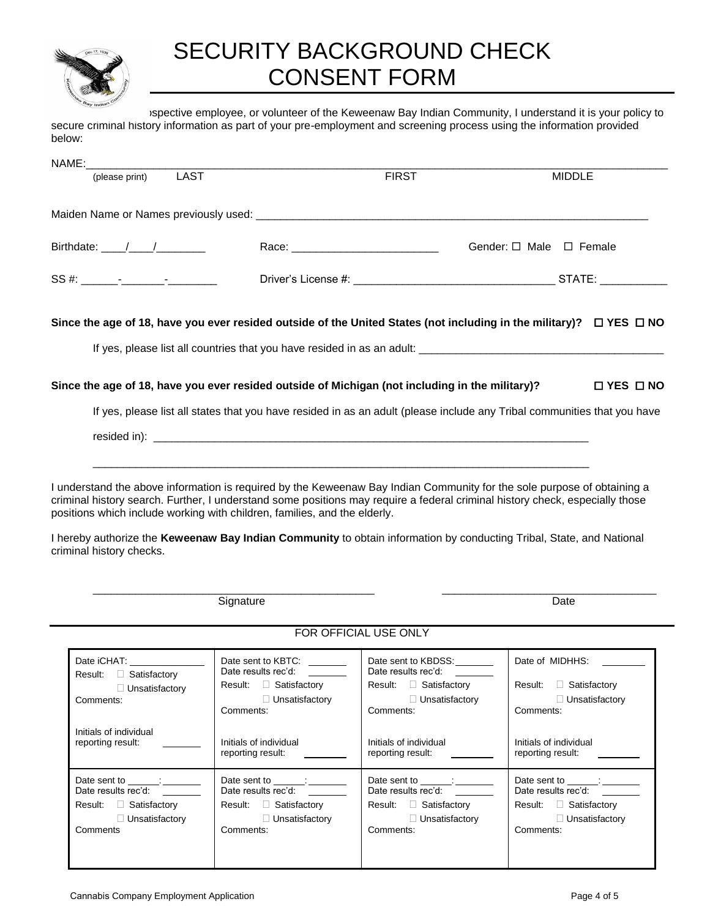# SECURITY BACKGROUND CHECK CONSENT FORM

...spective employee, or volunteer of the Keweenaw Bay Indian Community, I understand it is your policy to secure criminal history information as part of your pre-employment and screening process using the information provided below:

NAME:\_\_\_\_\_\_\_\_\_\_\_\_\_\_\_\_\_\_\_\_\_\_\_\_\_\_\_\_\_\_\_\_\_\_\_\_\_\_\_\_\_\_\_\_\_\_\_\_\_\_\_\_\_\_\_\_\_\_\_\_\_\_\_\_\_\_\_\_

(please print) LAST FIRST MIDDLE

Maiden Name or Names previously used: \_\_\_\_\_\_\_\_\_\_\_\_\_\_\_\_\_\_\_\_\_\_\_\_\_\_\_\_\_\_\_\_\_\_\_\_\_\_\_\_\_\_\_\_\_\_\_\_

Birthdate: \_\_\_\_/\_\_\_\_/\_\_\_\_\_\_\_\_ Race: \_\_\_\_\_\_\_\_\_\_\_\_\_\_\_\_\_\_\_\_\_\_\_\_ Gender: ☐ Male ☐ Female

SS #: \_\_\_\_\_\_-\_\_\_\_\_\_\_-\_\_\_\_\_\_\_\_ Driver's License #: \_\_\_\_\_\_\_\_\_\_\_\_\_\_\_\_\_\_\_\_\_\_\_\_\_\_\_\_\_\_\_\_ STATE: \_\_\_\_\_\_\_\_\_\_\_

**Since the age of 18, have you ever resided outside of the United States (not including in the military)? ☐ YES ☐ NO**

If yes, please list all countries that you have resided in as an adult: \_\_\_\_\_\_\_\_\_\_\_\_\_\_\_\_\_\_\_\_\_\_\_\_\_\_\_\_\_\_\_\_\_\_\_\_\_\_\_\_

**Since the age of 18, have you ever resided outside of Michigan (not including in the military)? ☐ YES ☐ NO**

If yes, please list all states that you have resided in as an adult (please include any Tribal communities that you have resided in): \_\_\_\_\_\_\_\_\_\_\_\_\_\_\_\_\_\_\_\_\_\_\_\_\_\_\_\_\_\_\_\_\_\_\_\_\_\_\_\_\_\_\_\_\_\_\_\_\_\_\_\_\_\_\_\_\_\_\_\_\_\_\_\_\_\_\_\_\_\_\_\_\_

\_\_\_\_\_\_\_\_\_\_\_\_\_\_\_\_\_\_\_\_\_\_\_\_\_\_\_\_\_\_\_\_\_\_\_\_\_\_\_\_\_\_\_\_\_\_\_\_\_\_\_\_\_\_\_\_\_\_\_\_\_\_\_\_\_\_\_\_\_\_\_\_\_\_\_\_\_\_\_

I understand the above information is required by the Keweenaw Bay Indian Community for the sole purpose of obtaining a criminal history search. Further, I understand some positions may require a federal criminal history check, especially those positions which include working with children, families, and the elderly.

I hereby authorize the **Keweenaw Bay Indian Community** to obtain information by conducting Tribal, State, and National criminal history checks.

\_\_\_\_\_\_\_\_\_\_\_\_\_\_\_\_\_\_\_\_\_\_\_\_\_\_\_\_\_\_\_\_\_\_\_\_\_\_\_\_\_\_\_\_\_\_ \_\_\_\_\_\_\_\_\_\_\_\_\_\_\_\_\_\_\_\_\_\_\_\_\_\_\_\_\_\_\_\_\_\_\_\_
Signature Date

FOR OFFICIAL USE ONLY

| | | | |
|---|---|---|---|
| Date iCHAT: \_\_\_\_\_\_\_\_<br>Result: ☐ Satisfactory<br>☐ Unsatisfactory<br>Comments:<br><br>Initials of individual reporting result: \_\_\_\_\_\_ | Date sent to KBTC: \_\_\_\_\_\_<br>Date results rec'd: \_\_\_\_\_\_<br>Result: ☐ Satisfactory<br>☐ Unsatisfactory<br>Comments:<br><br>Initials of individual reporting result: \_\_\_\_\_\_ | Date sent to KBDSS: \_\_\_\_\_\_<br>Date results rec'd: \_\_\_\_\_\_<br>Result: ☐ Satisfactory<br>☐ Unsatisfactory<br>Comments:<br><br>Initials of individual reporting result: \_\_\_\_\_\_ | Date of MIDHHS: \_\_\_\_\_\_<br>Result: ☐ Satisfactory<br>☐ Unsatisfactory<br>Comments:<br><br>Initials of individual reporting result: \_\_\_\_\_\_ |
| Date sent to \_\_\_\_\_\_: \_\_\_\_\_\_<br>Date results rec'd: \_\_\_\_\_\_<br>Result: ☐ Satisfactory<br>☐ Unsatisfactory<br>Comments | Date sent to \_\_\_\_\_\_: \_\_\_\_\_\_<br>Date results rec'd: \_\_\_\_\_\_<br>Result: ☐ Satisfactory<br>☐ Unsatisfactory<br>Comments: | Date sent to \_\_\_\_\_\_: \_\_\_\_\_\_<br>Date results rec'd: \_\_\_\_\_\_<br>Result: ☐ Satisfactory<br>☐ Unsatisfactory<br>Comments: | Date sent to \_\_\_\_\_\_: \_\_\_\_\_\_<br>Date results rec'd: \_\_\_\_\_\_<br>Result: ☐ Satisfactory<br>☐ Unsatisfactory<br>Comments: |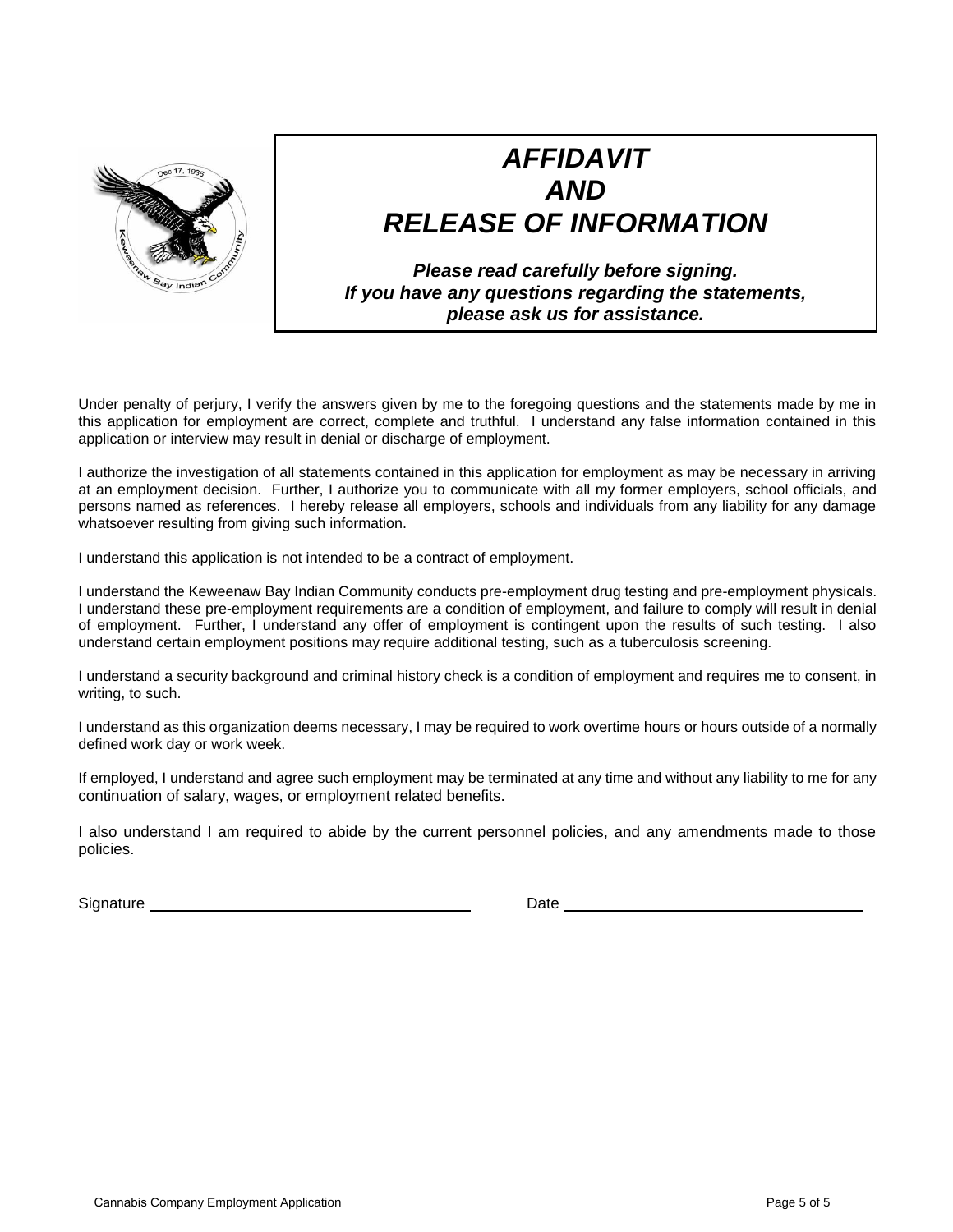# *AFFIDAVIT AND RELEASE OF INFORMATION*

***Please read carefully before signing. If you have any questions regarding the statements, please ask us for assistance.***

Under penalty of perjury, I verify the answers given by me to the foregoing questions and the statements made by me in this application for employment are correct, complete and truthful. I understand any false information contained in this application or interview may result in denial or discharge of employment.

I authorize the investigation of all statements contained in this application for employment as may be necessary in arriving at an employment decision. Further, I authorize you to communicate with all my former employers, school officials, and persons named as references. I hereby release all employers, schools and individuals from any liability for any damage whatsoever resulting from giving such information.

I understand this application is not intended to be a contract of employment.

I understand the Keweenaw Bay Indian Community conducts pre-employment drug testing and pre-employment physicals. I understand these pre-employment requirements are a condition of employment, and failure to comply will result in denial of employment. Further, I understand any offer of employment is contingent upon the results of such testing. I also understand certain employment positions may require additional testing, such as a tuberculosis screening.

I understand a security background and criminal history check is a condition of employment and requires me to consent, in writing, to such.

I understand as this organization deems necessary, I may be required to work overtime hours or hours outside of a normally defined work day or work week.

If employed, I understand and agree such employment may be terminated at any time and without any liability to me for any continuation of salary, wages, or employment related benefits.

I also understand I am required to abide by the current personnel policies, and any amendments made to those policies.

Signature ____________________________________ Date ____________________________________